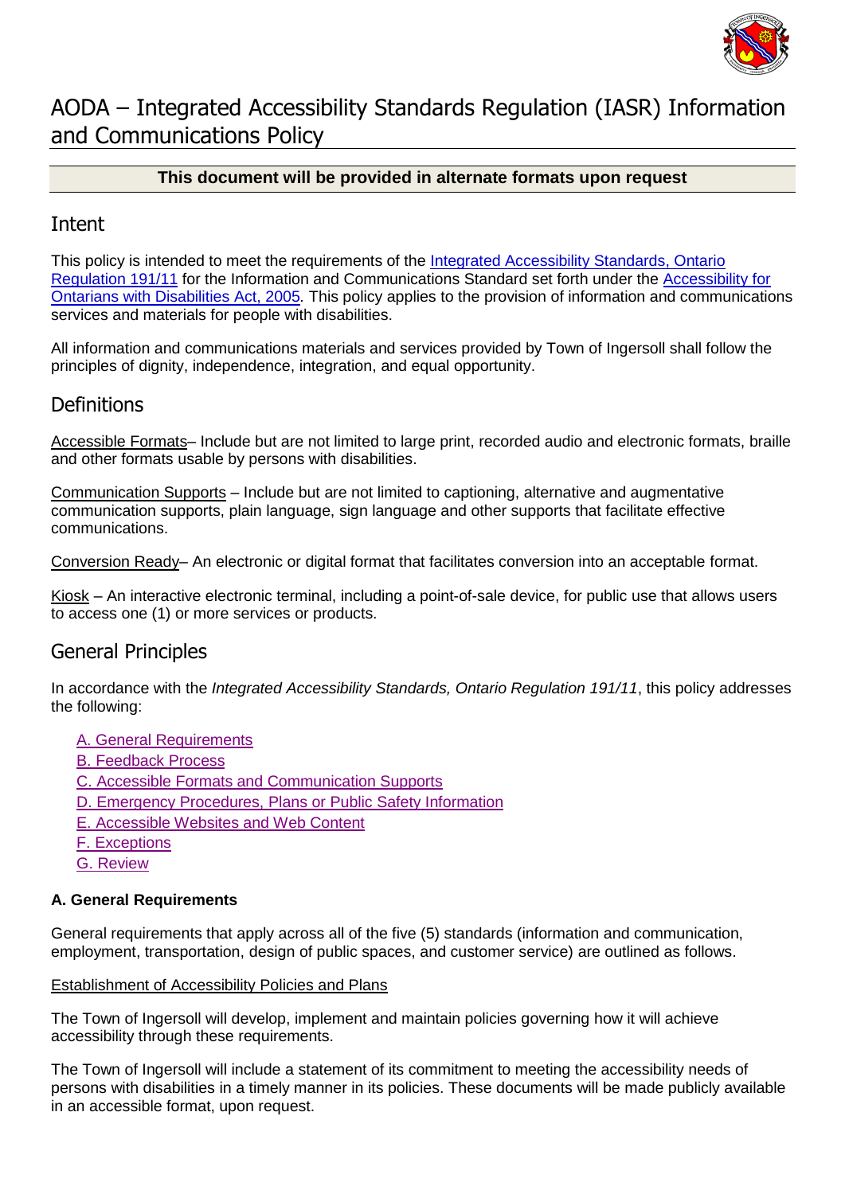# AODA – Integrated Accessibility Standards Regulation (IASR) Information and Communications Policy

**This document will be provided in alternate formats upon request**

## Intent

This policy is intended to meet the requirements of the Integrated Accessibility Standards, Ontario Regulation 191/11 for the Information and Communications Standard set forth under the Accessibility for Ontarians with Disabilities Act, 2005*.* This policy applies to the provision of information and communications services and materials for people with disabilities.

All information and communications materials and services provided by Town of Ingersoll shall follow the principles of dignity, independence, integration, and equal opportunity.

## Definitions

Accessible Formats– Include but are not limited to large print, recorded audio and electronic formats, braille and other formats usable by persons with disabilities.

Communication Supports – Include but are not limited to captioning, alternative and augmentative communication supports, plain language, sign language and other supports that facilitate effective communications.

Conversion Ready– An electronic or digital format that facilitates conversion into an acceptable format.

Kiosk – An interactive electronic terminal, including a point-of-sale device, for public use that allows users to access one (1) or more services or products.

## General Principles

In accordance with the *Integrated Accessibility Standards, Ontario Regulation 191/11*, this policy addresses the following:

- A. General Requirements
- B. Feedback Process
- C. Accessible Formats and Communication Supports
- D. Emergency Procedures, Plans or Public Safety Information
- E. Accessible Websites and Web Content
- F. Exceptions
- G. Review

**A. General Requirements**

General requirements that apply across all of the five (5) standards (information and communication, employment, transportation, design of public spaces, and customer service) are outlined as follows.

Establishment of Accessibility Policies and Plans

The Town of Ingersoll will develop, implement and maintain policies governing how it will achieve accessibility through these requirements.

The Town of Ingersoll will include a statement of its commitment to meeting the accessibility needs of persons with disabilities in a timely manner in its policies. These documents will be made publicly available in an accessible format, upon request.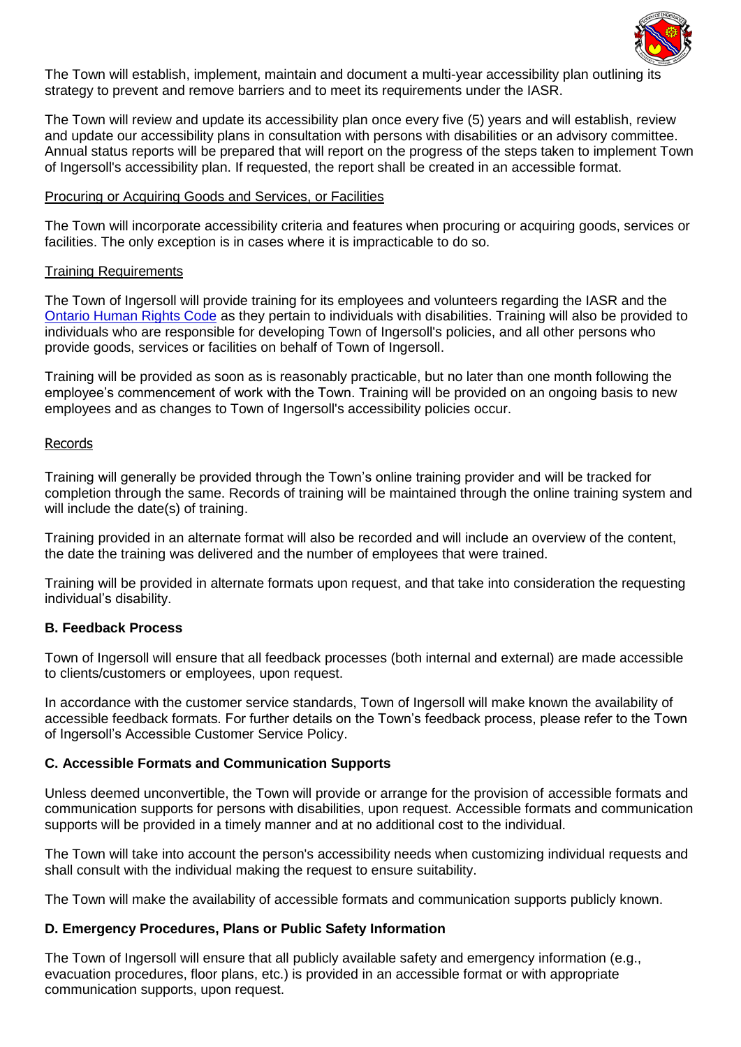The Town will establish, implement, maintain and document a multi-year accessibility plan outlining its strategy to prevent and remove barriers and to meet its requirements under the IASR.

The Town will review and update its accessibility plan once every five (5) years and will establish, review and update our accessibility plans in consultation with persons with disabilities or an advisory committee. Annual status reports will be prepared that will report on the progress of the steps taken to implement Town of Ingersoll's accessibility plan. If requested, the report shall be created in an accessible format.

<u>Procuring or Acquiring Goods and Services, or Facilities</u>

The Town will incorporate accessibility criteria and features when procuring or acquiring goods, services or facilities. The only exception is in cases where it is impracticable to do so.

<u>Training Requirements</u>

The Town of Ingersoll will provide training for its employees and volunteers regarding the IASR and the [Ontario Human Rights Code](Ontario Human Rights Code) as they pertain to individuals with disabilities. Training will also be provided to individuals who are responsible for developing Town of Ingersoll's policies, and all other persons who provide goods, services or facilities on behalf of Town of Ingersoll.

Training will be provided as soon as is reasonably practicable, but no later than one month following the employee's commencement of work with the Town. Training will be provided on an ongoing basis to new employees and as changes to Town of Ingersoll's accessibility policies occur.

<u>Records</u>

Training will generally be provided through the Town's online training provider and will be tracked for completion through the same. Records of training will be maintained through the online training system and will include the date(s) of training.

Training provided in an alternate format will also be recorded and will include an overview of the content, the date the training was delivered and the number of employees that were trained.

Training will be provided in alternate formats upon request, and that take into consideration the requesting individual's disability.

### B. Feedback Process

Town of Ingersoll will ensure that all feedback processes (both internal and external) are made accessible to clients/customers or employees, upon request.

In accordance with the customer service standards, Town of Ingersoll will make known the availability of accessible feedback formats. For further details on the Town's feedback process, please refer to the Town of Ingersoll's Accessible Customer Service Policy.

### C. Accessible Formats and Communication Supports

Unless deemed unconvertible, the Town will provide or arrange for the provision of accessible formats and communication supports for persons with disabilities, upon request. Accessible formats and communication supports will be provided in a timely manner and at no additional cost to the individual.

The Town will take into account the person's accessibility needs when customizing individual requests and shall consult with the individual making the request to ensure suitability.

The Town will make the availability of accessible formats and communication supports publicly known.

### D. Emergency Procedures, Plans or Public Safety Information

The Town of Ingersoll will ensure that all publicly available safety and emergency information (e.g., evacuation procedures, floor plans, etc.) is provided in an accessible format or with appropriate communication supports, upon request.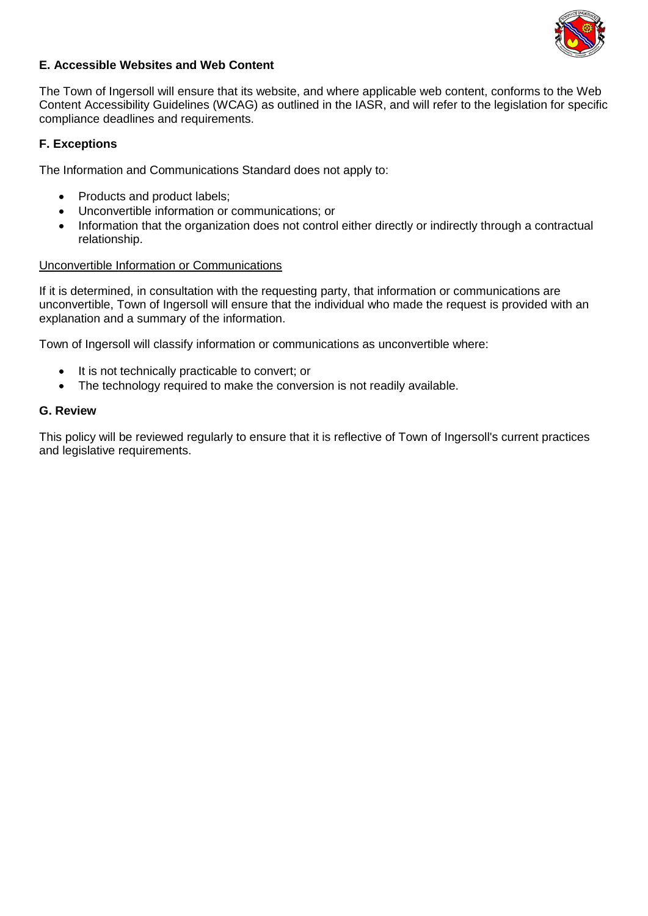### E. Accessible Websites and Web Content

The Town of Ingersoll will ensure that its website, and where applicable web content, conforms to the Web Content Accessibility Guidelines (WCAG) as outlined in the IASR, and will refer to the legislation for specific compliance deadlines and requirements.

### F. Exceptions

The Information and Communications Standard does not apply to:

- Products and product labels;
- Unconvertible information or communications; or
- Information that the organization does not control either directly or indirectly through a contractual relationship.

Unconvertible Information or Communications

If it is determined, in consultation with the requesting party, that information or communications are unconvertible, Town of Ingersoll will ensure that the individual who made the request is provided with an explanation and a summary of the information.

Town of Ingersoll will classify information or communications as unconvertible where:

- It is not technically practicable to convert; or
- The technology required to make the conversion is not readily available.

### G. Review

This policy will be reviewed regularly to ensure that it is reflective of Town of Ingersoll's current practices and legislative requirements.